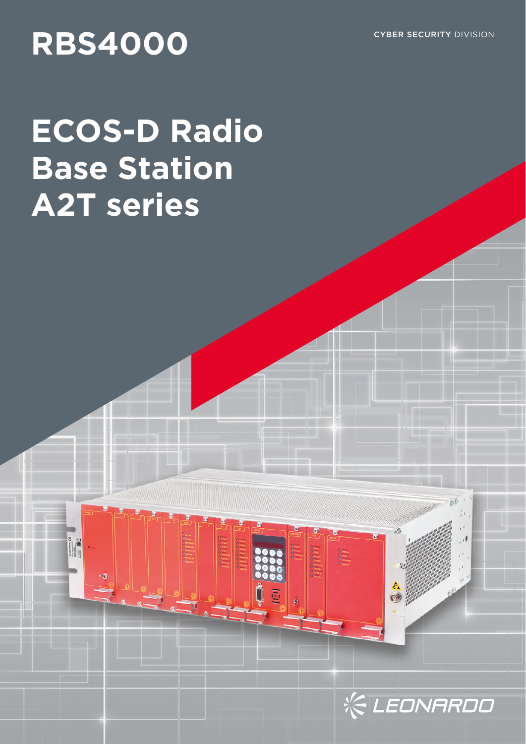# RBS4000

**CYBER SECURITY** DIVISION

# ECOS-D Radio Base Station A2T series

LEONARDO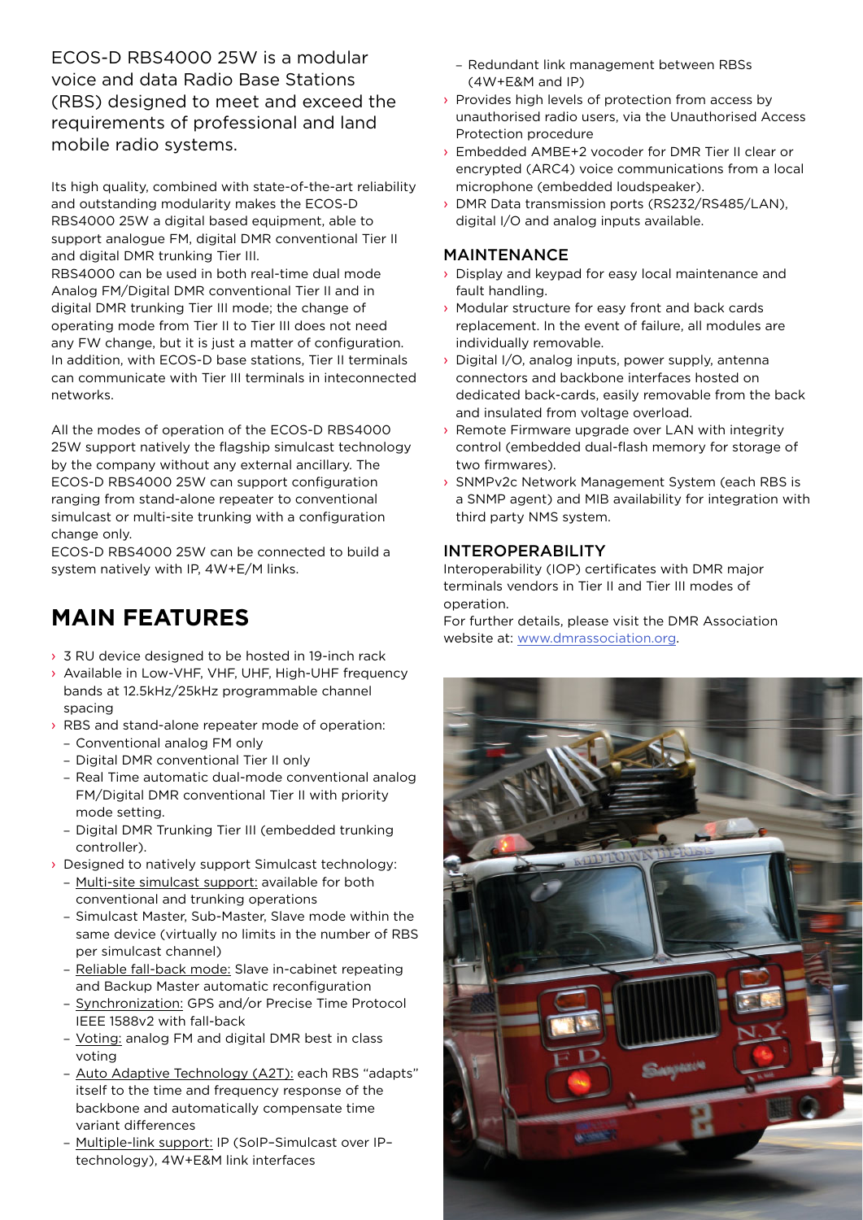ECOS-D RBS4000 25W is a modular voice and data Radio Base Stations (RBS) designed to meet and exceed the requirements of professional and land mobile radio systems.

Its high quality, combined with state-of-the-art reliability and outstanding modularity makes the ECOS-D RBS4000 25W a digital based equipment, able to support analogue FM, digital DMR conventional Tier II and digital DMR trunking Tier III.
RBS4000 can be used in both real-time dual mode Analog FM/Digital DMR conventional Tier II and in digital DMR trunking Tier III mode; the change of operating mode from Tier II to Tier III does not need any FW change, but it is just a matter of configuration. In addition, with ECOS-D base stations, Tier II terminals can communicate with Tier III terminals in inteconnected networks.

All the modes of operation of the ECOS-D RBS4000 25W support natively the flagship simulcast technology by the company without any external ancillary. The ECOS-D RBS4000 25W can support configuration ranging from stand-alone repeater to conventional simulcast or multi-site trunking with a configuration change only.
ECOS-D RBS4000 25W can be connected to build a system natively with IP, 4W+E/M links.

# MAIN FEATURES

- 3 RU device designed to be hosted in 19-inch rack
- Available in Low-VHF, VHF, UHF, High-UHF frequency bands at 12.5kHz/25kHz programmable channel spacing
- RBS and stand-alone repeater mode of operation:
  - Conventional analog FM only
  - Digital DMR conventional Tier II only
  - Real Time automatic dual-mode conventional analog FM/Digital DMR conventional Tier II with priority mode setting.
  - Digital DMR Trunking Tier III (embedded trunking controller).
- Designed to natively support Simulcast technology:
  - Multi-site simulcast support: available for both conventional and trunking operations
  - Simulcast Master, Sub-Master, Slave mode within the same device (virtually no limits in the number of RBS per simulcast channel)
  - Reliable fall-back mode: Slave in-cabinet repeating and Backup Master automatic reconfiguration
  - Synchronization: GPS and/or Precise Time Protocol IEEE 1588v2 with fall-back
  - Voting: analog FM and digital DMR best in class voting
  - Auto Adaptive Technology (A2T): each RBS "adapts" itself to the time and frequency response of the backbone and automatically compensate time variant differences
  - Multiple-link support: IP (SoIP–Simulcast over IP–technology), 4W+E&M link interfaces
  - Redundant link management between RBSs (4W+E&M and IP)
- Provides high levels of protection from access by unauthorised radio users, via the Unauthorised Access Protection procedure
- Embedded AMBE+2 vocoder for DMR Tier II clear or encrypted (ARC4) voice communications from a local microphone (embedded loudspeaker).
- DMR Data transmission ports (RS232/RS485/LAN), digital I/O and analog inputs available.

## MAINTENANCE

- Display and keypad for easy local maintenance and fault handling.
- Modular structure for easy front and back cards replacement. In the event of failure, all modules are individually removable.
- Digital I/O, analog inputs, power supply, antenna connectors and backbone interfaces hosted on dedicated back-cards, easily removable from the back and insulated from voltage overload.
- Remote Firmware upgrade over LAN with integrity control (embedded dual-flash memory for storage of two firmwares).
- SNMPv2c Network Management System (each RBS is a SNMP agent) and MIB availability for integration with third party NMS system.

## INTEROPERABILITY

Interoperability (IOP) certificates with DMR major terminals vendors in Tier II and Tier III modes of operation.
For further details, please visit the DMR Association website at: www.dmrassociation.org.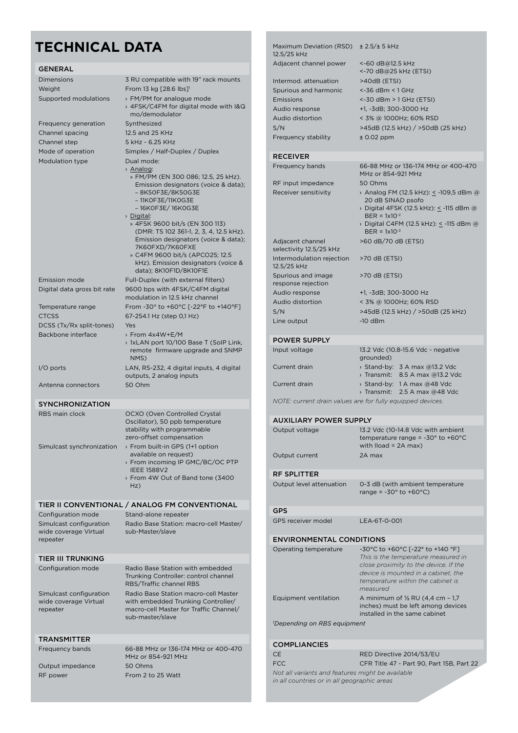# TECHNICAL DATA

## GENERAL

| | |
|---|---|
| Dimensions | 3 RU compatible with 19" rack mounts |
| Weight | From 13 kg [28.6 lbs][1] |
| Supported modulations | › FM/PM for analogue mode<br>› 4FSK/C4FM for digital mode with I&Q mo/demodulator |
| Frequency generation | Synthesized |
| Channel spacing | 12.5 and 25 KHz |
| Channel step | 5 kHz - 6.25 KHz |
| Mode of operation | Simplex / Half-Duplex / Duplex |
| Modulation type | Dual mode:<br>› Analog:<br>» FM/PM (EN 300 086; 12.5, 25 kHz). Emission designators (voice & data); – 8K50F3E/8K50G3E – 11K0F3E/11K0G3E – 16K0F3E/ 16K0G3E<br>› Digital:<br>» 4FSK 9600 bit/s (EN 300 113) (DMR: TS 102 361-1, 2, 3, 4, 12.5 kHz). Emission designators (voice & data); 7K60FXD/7K60FXE<br>» C4FM 9600 bit/s (APCO25; 12.5 kHz). Emission designators (voice & data); 8K10F1D/8K10F1E |
| Emission mode | Full-Duplex (with external filters) |
| Digital data gross bit rate | 9600 bps with 4FSK/C4FM digital modulation in 12.5 kHz channel |
| Temperature range | From -30° to +60°C [-22°F to +140°F] |
| CTCSS | 67-254.1 Hz (step 0,1 Hz) |
| DCSS (Tx/Rx split-tones) | Yes |
| Backbone interface | › From 4x4W+E/M<br>› 1xLAN port 10/100 Base T (SoIP Link, remote firmware upgrade and SNMP NMS) |
| I/O ports | LAN, RS-232, 4 digital inputs, 4 digital outputs, 2 analog inputs |
| Antenna connectors | 50 Ohm |

## SYNCHRONIZATION

| | |
|---|---|
| RBS main clock | OCXO (Oven Controlled Crystal Oscillator), 50 ppb temperature stability with programmable zero-offset compensation |
| Simulcast synchronization | › From built-in GPS (1+1 option available on request)<br>› From incoming IP GMC/BC/OC PTP IEEE 1588V2<br>› From 4W Out of Band tone (3400 Hz) |

## TIER II CONVENTIONAL / ANALOG FM CONVENTIONAL

| | |
|---|---|
| Configuration mode | Stand-alone repeater |
| Simulcast configuration wide coverage Virtual repeater | Radio Base Station: macro-cell Master/ sub-Master/slave |

## TIER III TRUNKING

| | |
|---|---|
| Configuration mode | Radio Base Station with embedded Trunking Controller: control channel RBS/Traffic channel RBS |
| Simulcast configuration wide coverage Virtual repeater | Radio Base Station macro-cell Master with embedded Trunking Controller/ macro-cell Master for Traffic Channel/ sub-master/slave |

## TRANSMITTER

| | |
|---|---|
| Frequency bands | 66-88 MHz or 136-174 MHz or 400-470 MHz or 854-921 MHz |
| Output impedance | 50 Ohms |
| RF power | From 2 to 25 Watt |
| Maximum Deviation (RSD) 12.5/25 kHz | ± 2.5/± 5 kHz |
| Adjacent channel power | <-60 dB@12.5 kHz<br><-70 dB@25 kHz (ETSI) |
| Intermod. attenuation | >40dB (ETSI) |
| Spurious and harmonic | <-36 dBm < 1 GHz |
| Emissions | <-30 dBm > 1 GHz (ETSI) |
| Audio response | +1, -3dB; 300-3000 Hz |
| Audio distortion | < 3% @ 1000Hz; 60% RSD |
| S/N | >45dB (12.5 kHz) / >50dB (25 kHz) |
| Frequency stability | ± 0.02 ppm |

## RECEIVER

| | |
|---|---|
| Frequency bands | 66-88 MHz or 136-174 MHz or 400-470 MHz or 854-921 MHz |
| RF input impedance | 50 Ohms |
| Receiver sensitivity | › Analog FM (12.5 kHz): ≤ -109,5 dBm @ 20 dB SINAD psofo<br>› Digital 4FSK (12.5 kHz): ≤ -115 dBm @ BER = $1x10^{-2}$<br>› Digital C4FM (12.5 kHz): ≤ -115 dBm @ BER = $1x10^{-2}$ |
| Adjacent channel selectivity 12.5/25 kHz | >60 dB/70 dB (ETSI) |
| Intermodulation rejection 12.5/25 kHz | >70 dB (ETSI) |
| Spurious and image response rejection | >70 dB (ETSI) |
| Audio response | +1, -3dB; 300-3000 Hz |
| Audio distortion | < 3% @ 1000Hz; 60% RSD |
| S/N | >45dB (12.5 kHz) / >50dB (25 kHz) |
| Line output | -10 dBm |

## POWER SUPPLY

| | |
|---|---|
| Input voltage | 13.2 Vdc (10.8-15.6 Vdc - negative grounded) |
| Current drain | › Stand-by: 3 A max @13.2 Vdc<br>› Transmit: 8.5 A max @13.2 Vdc |
| Current drain | › Stand-by: 1 A max @48 Vdc<br>› Transmit: 2.5 A max @48 Vdc |

*NOTE: current drain values are for fully equipped devices.*

## AUXILIARY POWER SUPPLY

| | |
|---|---|
| Output voltage | 13.2 Vdc (10-14.8 Vdc with ambient temperature range = -30° to +60°C with Iload = 2A max) |
| Output current | 2A max |

## RF SPLITTER

| | |
|---|---|
| Output level attenuation | 0-3 dB (with ambient temperature range = -30° to +60°C) |

## GPS

| | |
|---|---|
| GPS receiver model | LEA-6T-0-001 |

## ENVIRONMENTAL CONDITIONS

| | |
|---|---|
| Operating temperature | -30°C to +60°C [-22° to +140 °F]<br>*This is the temperature measured in close proximity to the device. If the device is mounted in a cabinet, the temperature within the cabinet is measured* |
| Equipment ventilation | A minimum of ½ RU (4,4 cm – 1,7 inches) must be left among devices installed in the same cabinet |

*[1]Depending on RBS equipment*

## COMPLIANCIES

| | |
|---|---|
| CE | RED Directive 2014/53/EU |
| FCC | CFR Title 47 - Part 90, Part 15B, Part 22 |

*Not all variants and features might be available in all countries or in all geographic areas*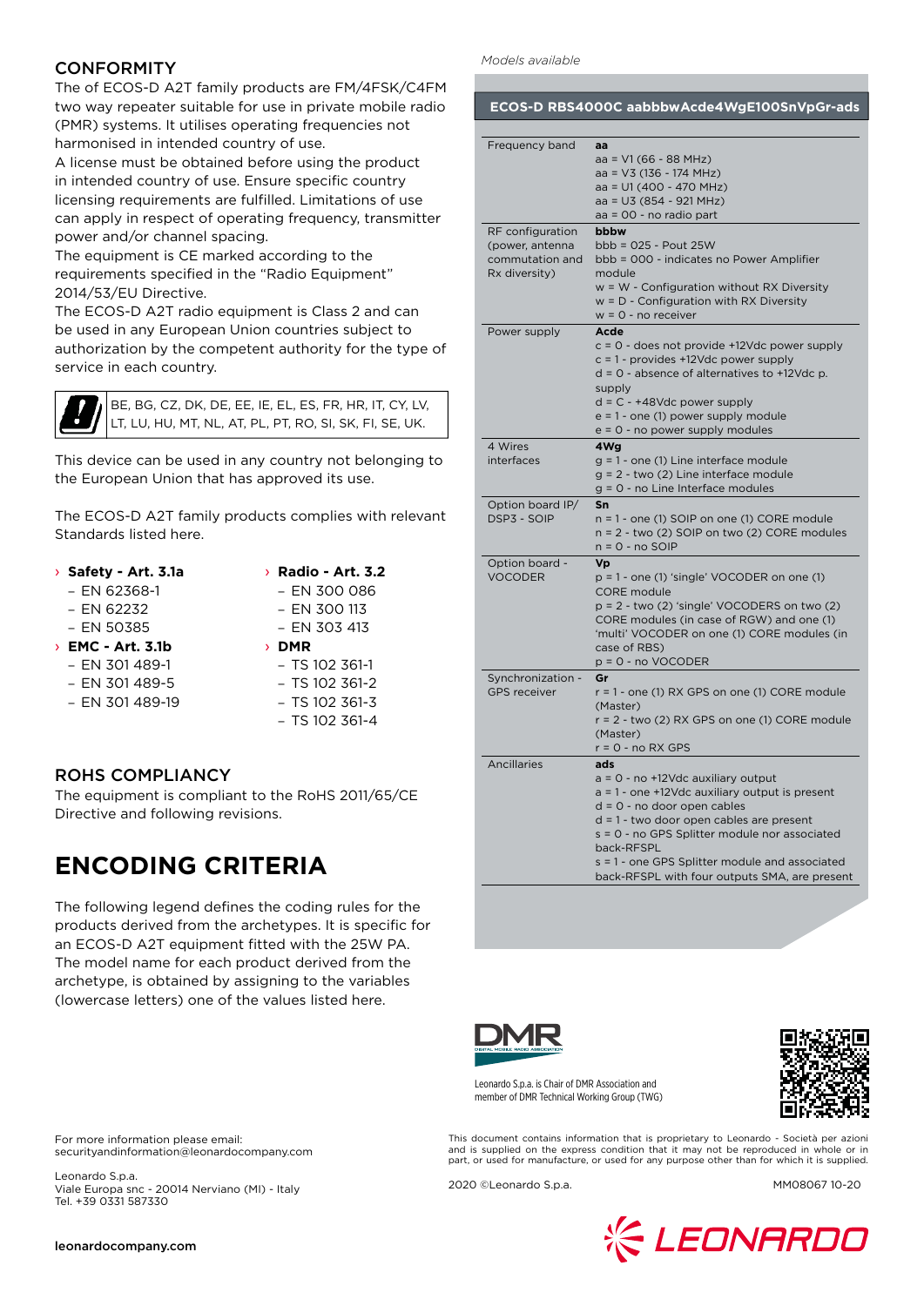## CONFORMITY

The of ECOS-D A2T family products are FM/4FSK/C4FM two way repeater suitable for use in private mobile radio (PMR) systems. It utilises operating frequencies not harmonised in intended country of use.

A license must be obtained before using the product in intended country of use. Ensure specific country licensing requirements are fulfilled. Limitations of use can apply in respect of operating frequency, transmitter power and/or channel spacing.

The equipment is CE marked according to the requirements specified in the "Radio Equipment" 2014/53/EU Directive.

The ECOS-D A2T radio equipment is Class 2 and can be used in any European Union countries subject to authorization by the competent authority for the type of service in each country.

BE, BG, CZ, DK, DE, EE, IE, EL, ES, FR, HR, IT, CY, LV, LT, LU, HU, MT, NL, AT, PL, PT, RO, SI, SK, FI, SE, UK.

This device can be used in any country not belonging to the European Union that has approved its use.

The ECOS-D A2T family products complies with relevant Standards listed here.

- **Safety - Art. 3.1a**
  - EN 62368-1
  - EN 62232
  - EN 50385
- **EMC - Art. 3.1b**
  - EN 301 489-1
  - EN 301 489-5
  - EN 301 489-19
- **Radio - Art. 3.2**
  - EN 300 086
  - EN 300 113
  - EN 303 413
- **DMR**
  - TS 102 361-1
  - TS 102 361-2
  - TS 102 361-3
  - TS 102 361-4

## ROHS COMPLIANCY

The equipment is compliant to the RoHS 2011/65/CE Directive and following revisions.

# ENCODING CRITERIA

The following legend defines the coding rules for the products derived from the archetypes. It is specific for an ECOS-D A2T equipment fitted with the 25W PA. The model name for each product derived from the archetype, is obtained by assigning to the variables (lowercase letters) one of the values listed here.

*Models available*

**ECOS-D RBS4000C aabbbwAcde4WgE100SnVpGr-ads**

| | |
|---|---|
| Frequency band | **aa**<br>aa = V1 (66 - 88 MHz)<br>aa = V3 (136 - 174 MHz)<br>aa = U1 (400 - 470 MHz)<br>aa = U3 (854 - 921 MHz)<br>aa = 00 - no radio part |
| RF configuration (power, antenna commutation and Rx diversity) | **bbbw**<br>bbb = 025 - Pout 25W<br>bbb = 000 - indicates no Power Amplifier module<br>w = W - Configuration without RX Diversity<br>w = D - Configuration with RX Diversity<br>w = 0 - no receiver |
| Power supply | **Acde**<br>c = 0 - does not provide +12Vdc power supply<br>c = 1 - provides +12Vdc power supply<br>d = 0 - absence of alternatives to +12Vdc p. supply<br>d = C - +48Vdc power supply<br>e = 1 - one (1) power supply module<br>e = 0 - no power supply modules |
| 4 Wires interfaces | **4Wg**<br>g = 1 - one (1) Line interface module<br>g = 2 - two (2) Line interface module<br>g = 0 - no Line Interface modules |
| Option board IP/ DSP3 - SOIP | **Sn**<br>n = 1 - one (1) SOIP on one (1) CORE module<br>n = 2 - two (2) SOIP on two (2) CORE modules<br>n = 0 - no SOIP |
| Option board - VOCODER | **Vp**<br>p = 1 - one (1) 'single' VOCODER on one (1) CORE module<br>p = 2 - two (2) 'single' VOCODERS on two (2) CORE modules (in case of RGW) and one (1) 'multi' VOCODER on one (1) CORE modules (in case of RBS)<br>p = 0 - no VOCODER |
| Synchronization - GPS receiver | **Gr**<br>r = 1 - one (1) RX GPS on one (1) CORE module (Master)<br>r = 2 - two (2) RX GPS on one (1) CORE module (Master)<br>r = 0 - no RX GPS |
| Ancillaries | **ads**<br>a = 0 - no +12Vdc auxiliary output<br>a = 1 - one +12Vdc auxiliary output is present<br>d = 0 - no door open cables<br>d = 1 - two door open cables are present<br>s = 0 - no GPS Splitter module nor associated back-RFSPL<br>s = 1 - one GPS Splitter module and associated back-RFSPL with four outputs SMA, are present |

Leonardo S.p.a. is Chair of DMR Association and member of DMR Technical Working Group (TWG)

For more information please email:
securityandinformation@leonardocompany.com

Leonardo S.p.a.
Viale Europa snc - 20014 Nerviano (MI) - Italy
Tel. +39 0331 587330

leonardocompany.com

This document contains information that is proprietary to Leonardo - Società per azioni and is supplied on the express condition that it may not be reproduced in whole or in part, or used for manufacture, or used for any purpose other than for which it is supplied.

2020 ©Leonardo S.p.a. MM08067 10-20